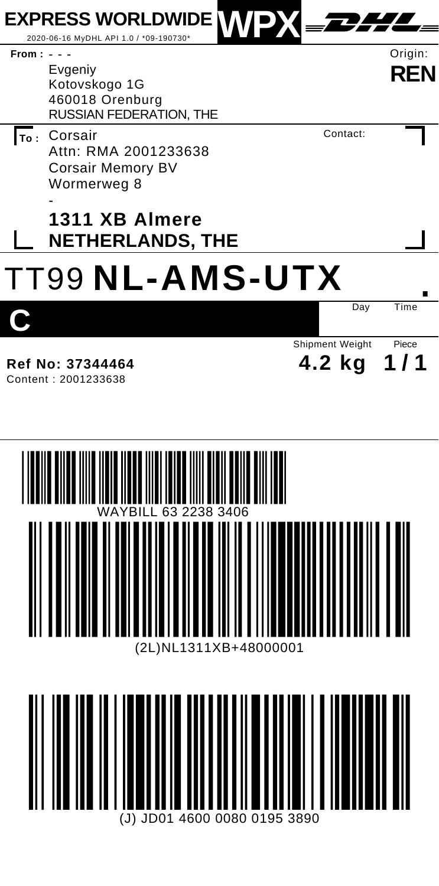**EXPRESS WORLDWIDE** **WPX** DHL

2020-06-16 MyDHL API 1.0 / *09-190730*

**From :** - - -

Evgeniy
Kotovskogo 1G
460018 Orenburg
RUSSIAN FEDERATION, THE

Origin:
**REN**

**To :** Corsair
Attn: RMA 2001233638
Corsair Memory BV
Wormerweg 8
-
**1311 XB Almere**
**NETHERLANDS, THE**

Contact:

# TT99 **NL-AMS-UTX**

**C**

| Day | Time |
| --- | --- |
| | |

**Ref No: 37344464**
Content : 2001233638

| Shipment Weight | Piece |
| --- | --- |
| **4.2 kg** | **1 / 1** |

WAYBILL 63 2238 3406

(2L)NL1311XB+48000001

(J) JD01 4600 0080 0195 3890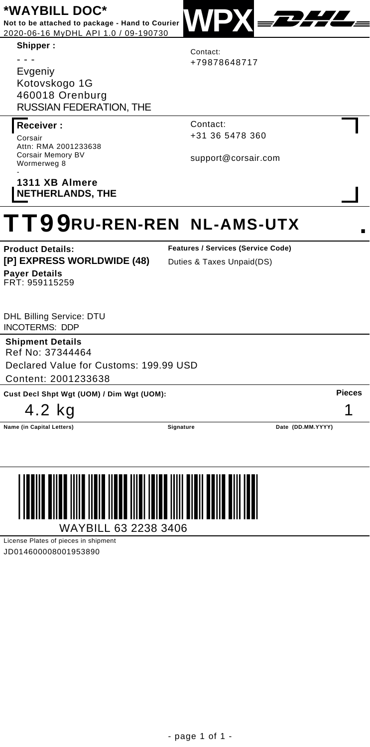# *WAYBILL DOC*

**Not to be attached to package - Hand to Courier**

2020-06-16 MyDHL API 1.0 / 09-190730

**WPX** DHL

**Shipper :**

- - -
Evgeniy
Kotovskogo 1G
460018 Orenburg
RUSSIAN FEDERATION, THE

Contact:
+79878648717

**Receiver :**

Corsair
Attn: RMA 2001233638
Corsair Memory BV
Wormerweg 8
-
**1311 XB Almere**
**NETHERLANDS, THE**

Contact:
+31 36 5478 360

support@corsair.com

# TT99 RU-REN-REN NL-AMS-UTX .

**Product Details:**
**[P] EXPRESS WORLDWIDE (48)**

**Features / Services (Service Code)**
Duties & Taxes Unpaid(DS)

**Payer Details**
FRT: 959115259

DHL Billing Service: DTU
INCOTERMS: DDP

**Shipment Details**
Ref No: 37344464
Declared Value for Customs: 199.99 USD
Content: 2001233638

| Cust Decl Shpt Wgt (UOM) / Dim Wgt (UOM): | Pieces |
| --- | --- |
| 4.2 kg | 1 |

| Name (in Capital Letters) | Signature | Date (DD.MM.YYYY) |
| --- | --- | --- |
| | | |

WAYBILL 63 2238 3406

License Plates of pieces in shipment
JD014600008001953890